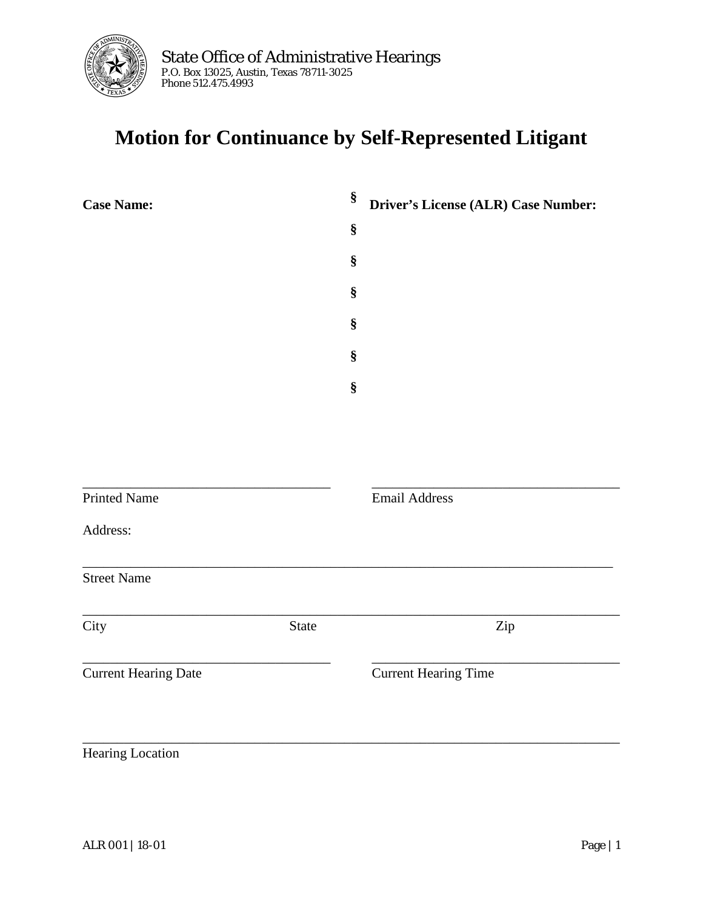State Office of Administrative Hearings
P.O. Box 13025, Austin, Texas 78711-3025
Phone 512.475.4993

# Motion for Continuance by Self-Represented Litigant

| **Case Name:** | § | **Driver's License (ALR) Case Number:** |
|---|---|---|
| | § | |
| | § | |
| | § | |
| | § | |
| | § | |
| | § | |

\_\_\_\_\_\_\_\_\_\_\_\_\_\_\_\_\_\_\_\_\_\_\_\_\_\_\_\_\_\_\_\_\_\_\_\_ \_\_\_\_\_\_\_\_\_\_\_\_\_\_\_\_\_\_\_\_\_\_\_\_\_\_\_\_\_\_\_\_\_\_\_\_
Printed Name Email Address

Address:

\_\_\_\_\_\_\_\_\_\_\_\_\_\_\_\_\_\_\_\_\_\_\_\_\_\_\_\_\_\_\_\_\_\_\_\_\_\_\_\_\_\_\_\_\_\_\_\_\_\_\_\_\_\_\_\_\_\_\_\_\_\_\_\_\_\_\_\_\_\_\_\_\_\_
Street Name

\_\_\_\_\_\_\_\_\_\_\_\_\_\_\_\_\_\_\_\_\_\_\_\_\_\_\_\_\_\_\_\_\_\_\_\_\_\_\_\_\_\_\_\_\_\_\_\_\_\_\_\_\_\_\_\_\_\_\_\_\_\_\_\_\_\_\_\_\_\_\_\_\_\_
City State Zip

\_\_\_\_\_\_\_\_\_\_\_\_\_\_\_\_\_\_\_\_\_\_\_\_\_\_\_\_\_\_\_\_\_\_\_\_ \_\_\_\_\_\_\_\_\_\_\_\_\_\_\_\_\_\_\_\_\_\_\_\_\_\_\_\_\_\_\_\_\_\_\_\_
Current Hearing Date Current Hearing Time

\_\_\_\_\_\_\_\_\_\_\_\_\_\_\_\_\_\_\_\_\_\_\_\_\_\_\_\_\_\_\_\_\_\_\_\_\_\_\_\_\_\_\_\_\_\_\_\_\_\_\_\_\_\_\_\_\_\_\_\_\_\_\_\_\_\_\_\_\_\_\_\_\_\_
Hearing Location

ALR 001 | 18-01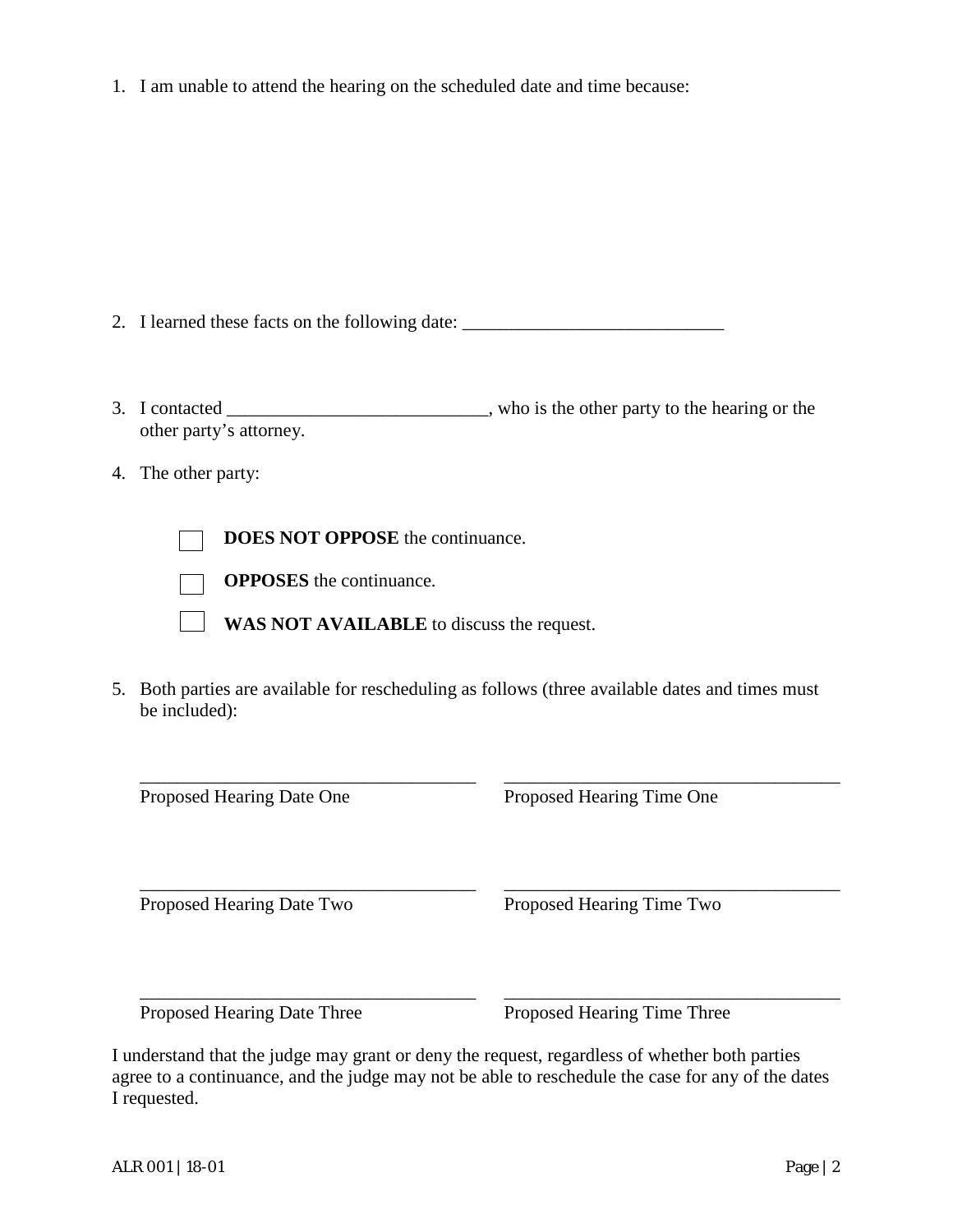1. I am unable to attend the hearing on the scheduled date and time because:

2. I learned these facts on the following date: ____________________________

3. I contacted ____________________________, who is the other party to the hearing or the other party's attorney.

4. The other party:

   ☐ **DOES NOT OPPOSE** the continuance.

   ☐ **OPPOSES** the continuance.

   ☐ **WAS NOT AVAILABLE** to discuss the request.

5. Both parties are available for rescheduling as follows (three available dates and times must be included):

| | |
|---|---|
| ____________________________________ | ____________________________________ |
| Proposed Hearing Date One | Proposed Hearing Time One |
| ____________________________________ | ____________________________________ |
| Proposed Hearing Date Two | Proposed Hearing Time Two |
| ____________________________________ | ____________________________________ |
| Proposed Hearing Date Three | Proposed Hearing Time Three |

I understand that the judge may grant or deny the request, regardless of whether both parties agree to a continuance, and the judge may not be able to reschedule the case for any of the dates I requested.

ALR 001 | 18-01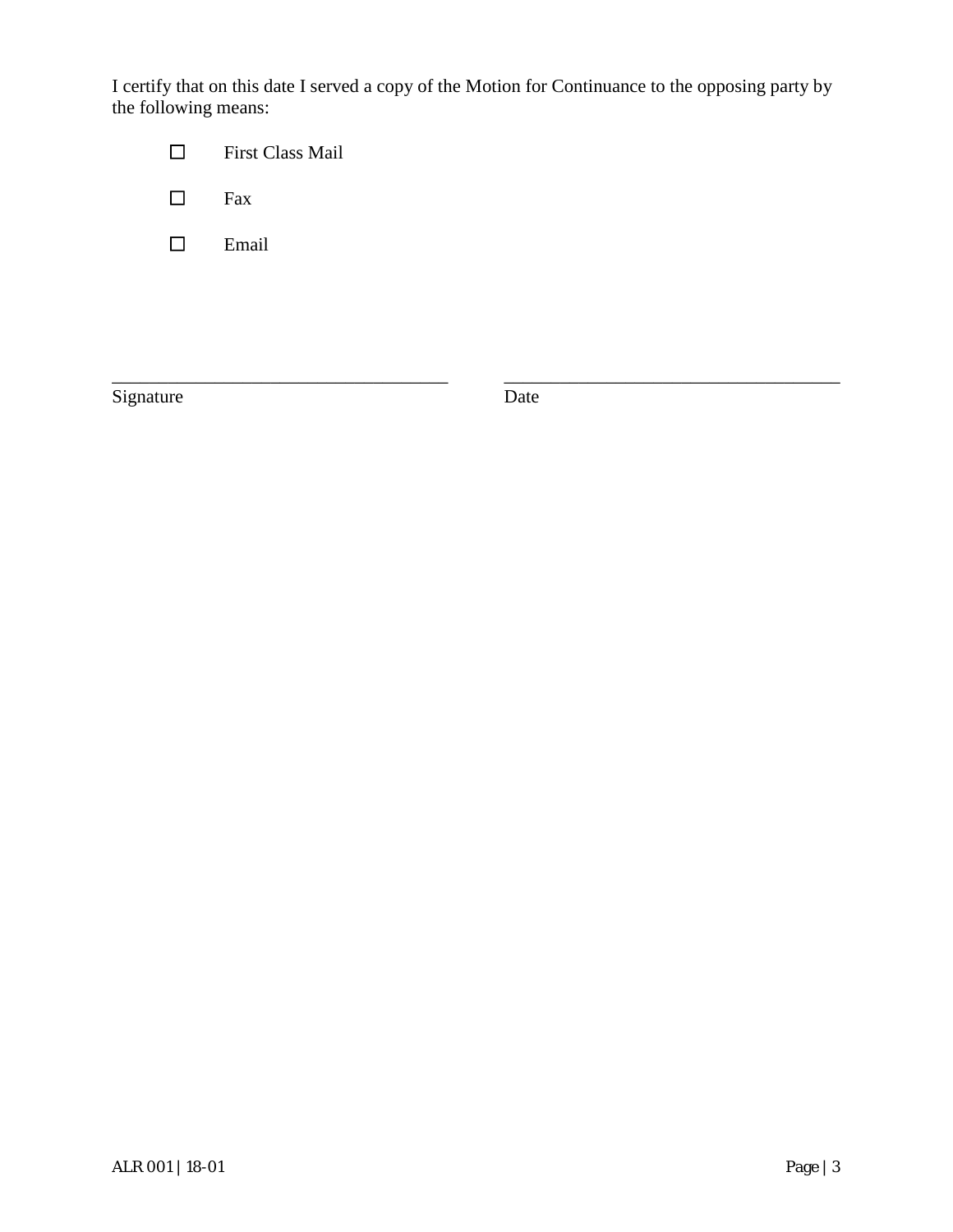I certify that on this date I served a copy of the Motion for Continuance to the opposing party by the following means:

- ☐ First Class Mail
- ☐ Fax
- ☐ Email

_____________________________________ _____________________________________

Signature Date